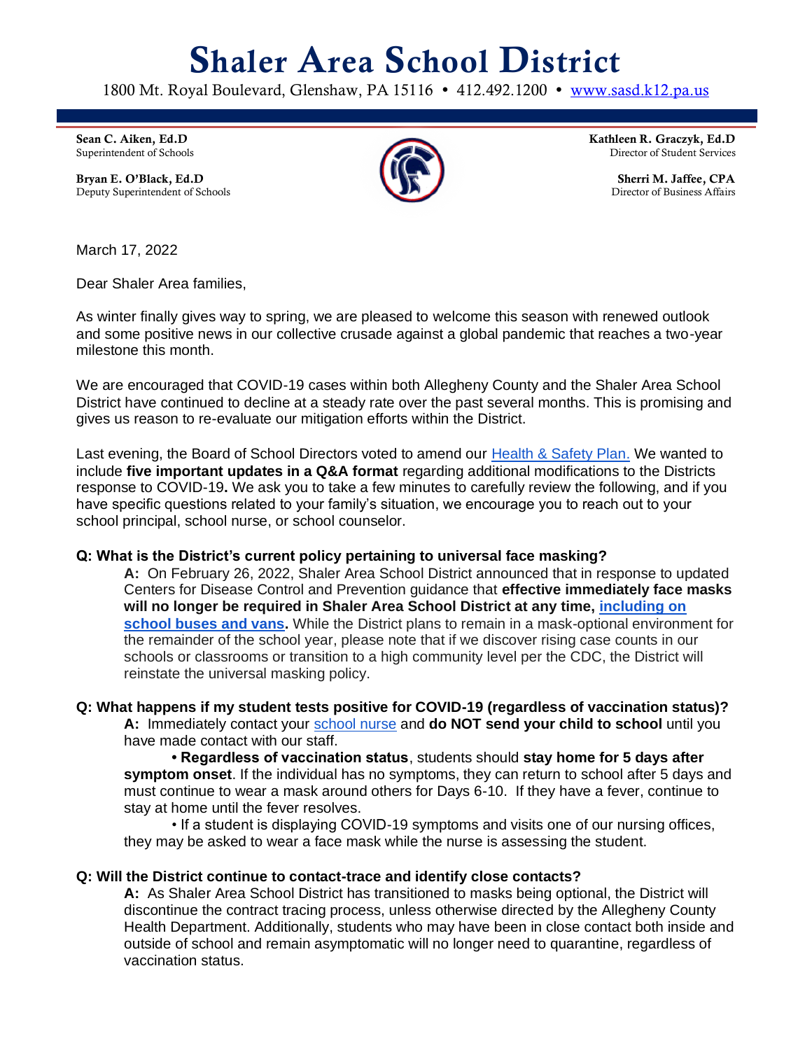# Shaler Area School District

1800 Mt. Royal Boulevard, Glenshaw, PA 15116 • 412.492.1200 • [www.sasd.k12.pa.us](www.sasd.k12.pa.us)

**Sean C. Aiken, Ed.D**
Superintendent of Schools

**Bryan E. O'Black, Ed.D**
Deputy Superintendent of Schools

**Kathleen R. Graczyk, Ed.D**
Director of Student Services

**Sherri M. Jaffee, CPA**
Director of Business Affairs

March 17, 2022

Dear Shaler Area families,

As winter finally gives way to spring, we are pleased to welcome this season with renewed outlook and some positive news in our collective crusade against a global pandemic that reaches a two-year milestone this month.

We are encouraged that COVID-19 cases within both Allegheny County and the Shaler Area School District have continued to decline at a steady rate over the past several months. This is promising and gives us reason to re-evaluate our mitigation efforts within the District.

Last evening, the Board of School Directors voted to amend our Health & Safety Plan. We wanted to include **five important updates in a Q&A format** regarding additional modifications to the Districts response to COVID-19**.** We ask you to take a few minutes to carefully review the following, and if you have specific questions related to your family's situation, we encourage you to reach out to your school principal, school nurse, or school counselor.

**Q: What is the District's current policy pertaining to universal face masking?**

**A:** On February 26, 2022, Shaler Area School District announced that in response to updated Centers for Disease Control and Prevention guidance that **effective immediately face masks will no longer be required in Shaler Area School District at any time, including on school buses and vans.** While the District plans to remain in a mask-optional environment for the remainder of the school year, please note that if we discover rising case counts in our schools or classrooms or transition to a high community level per the CDC, the District will reinstate the universal masking policy.

**Q: What happens if my student tests positive for COVID-19 (regardless of vaccination status)?**

**A:** Immediately contact your school nurse and **do NOT send your child to school** until you have made contact with our staff.

- **Regardless of vaccination status**, students should **stay home for 5 days after symptom onset**. If the individual has no symptoms, they can return to school after 5 days and must continue to wear a mask around others for Days 6-10. If they have a fever, continue to stay at home until the fever resolves.
- If a student is displaying COVID-19 symptoms and visits one of our nursing offices, they may be asked to wear a face mask while the nurse is assessing the student.

**Q: Will the District continue to contact-trace and identify close contacts?**

**A:** As Shaler Area School District has transitioned to masks being optional, the District will discontinue the contract tracing process, unless otherwise directed by the Allegheny County Health Department. Additionally, students who may have been in close contact both inside and outside of school and remain asymptomatic will no longer need to quarantine, regardless of vaccination status.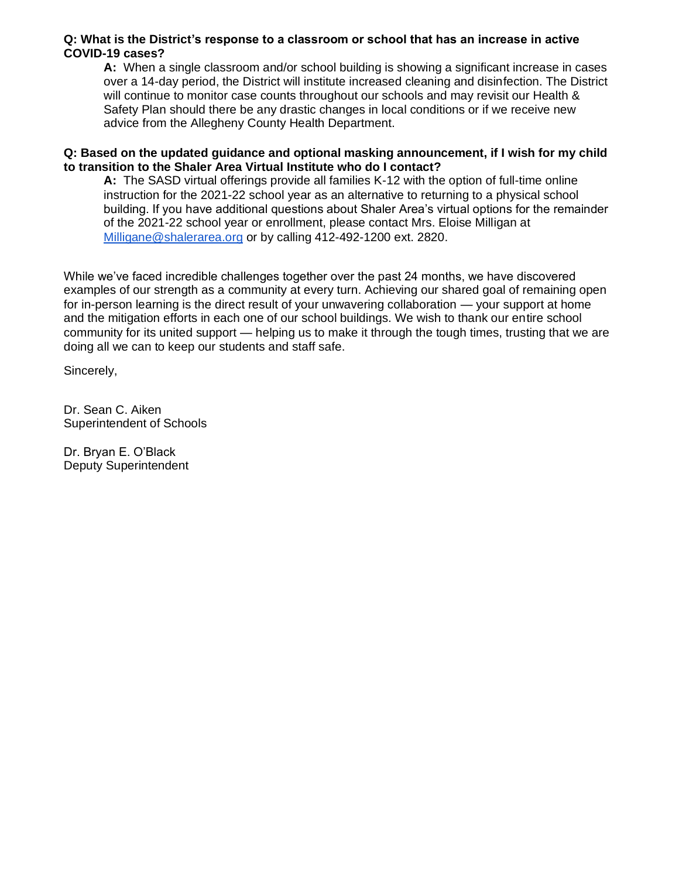**Q: What is the District's response to a classroom or school that has an increase in active COVID-19 cases?**

**A:** When a single classroom and/or school building is showing a significant increase in cases over a 14-day period, the District will institute increased cleaning and disinfection. The District will continue to monitor case counts throughout our schools and may revisit our Health & Safety Plan should there be any drastic changes in local conditions or if we receive new advice from the Allegheny County Health Department.

**Q: Based on the updated guidance and optional masking announcement, if I wish for my child to transition to the Shaler Area Virtual Institute who do I contact?**

**A:** The SASD virtual offerings provide all families K-12 with the option of full-time online instruction for the 2021-22 school year as an alternative to returning to a physical school building. If you have additional questions about Shaler Area's virtual options for the remainder of the 2021-22 school year or enrollment, please contact Mrs. Eloise Milligan at [Milligane@shalerarea.org](mailto:Milligane@shalerarea.org) or by calling 412-492-1200 ext. 2820.

While we've faced incredible challenges together over the past 24 months, we have discovered examples of our strength as a community at every turn. Achieving our shared goal of remaining open for in-person learning is the direct result of your unwavering collaboration — your support at home and the mitigation efforts in each one of our school buildings. We wish to thank our entire school community for its united support — helping us to make it through the tough times, trusting that we are doing all we can to keep our students and staff safe.

Sincerely,

Dr. Sean C. Aiken
Superintendent of Schools

Dr. Bryan E. O'Black
Deputy Superintendent